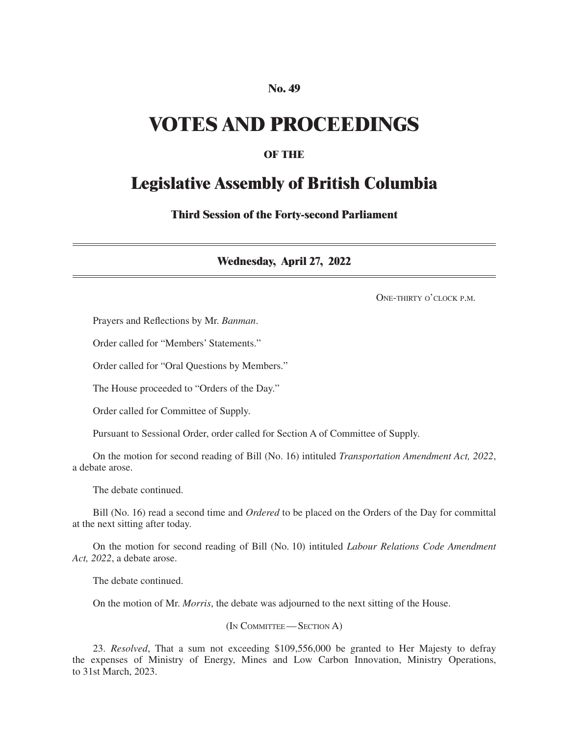**No. 49**

# VOTES AND PROCEEDINGS

**OF THE**

## Legislative Assembly of British Columbia

**Third Session of the Forty-second Parliament**

---

**Wednesday, April 27, 2022**

---

One-thirty o'clock p.m.

Prayers and Reflections by Mr. *Banman*.

Order called for "Members' Statements."

Order called for "Oral Questions by Members."

The House proceeded to "Orders of the Day."

Order called for Committee of Supply.

Pursuant to Sessional Order, order called for Section A of Committee of Supply.

On the motion for second reading of Bill (No. 16) intituled *Transportation Amendment Act, 2022*, a debate arose.

The debate continued.

Bill (No. 16) read a second time and *Ordered* to be placed on the Orders of the Day for committal at the next sitting after today.

On the motion for second reading of Bill (No. 10) intituled *Labour Relations Code Amendment Act, 2022*, a debate arose.

The debate continued.

On the motion of Mr. *Morris*, the debate was adjourned to the next sitting of the House.

(In Committee — Section A)

23. *Resolved*, That a sum not exceeding $109,556,000 be granted to Her Majesty to defray the expenses of Ministry of Energy, Mines and Low Carbon Innovation, Ministry Operations, to 31st March, 2023.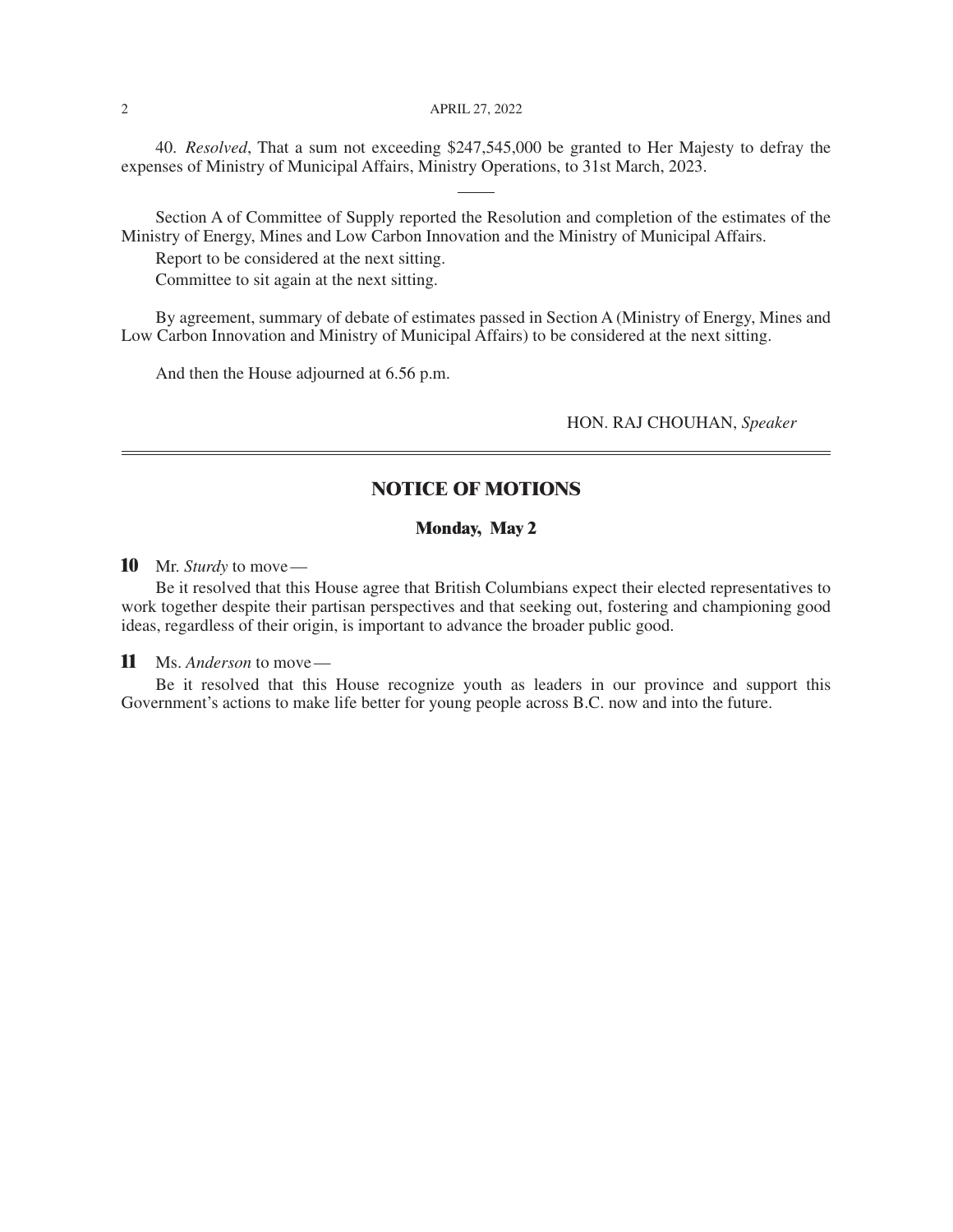40. *Resolved*, That a sum not exceeding $247,545,000 be granted to Her Majesty to defray the expenses of Ministry of Municipal Affairs, Ministry Operations, to 31st March, 2023.

---

Section A of Committee of Supply reported the Resolution and completion of the estimates of the Ministry of Energy, Mines and Low Carbon Innovation and the Ministry of Municipal Affairs.

Report to be considered at the next sitting.

Committee to sit again at the next sitting.

By agreement, summary of debate of estimates passed in Section A (Ministry of Energy, Mines and Low Carbon Innovation and Ministry of Municipal Affairs) to be considered at the next sitting.

And then the House adjourned at 6.56 p.m.

HON. RAJ CHOUHAN, *Speaker*

---

## NOTICE OF MOTIONS

### Monday, May 2

**10** Mr. *Sturdy* to move—

Be it resolved that this House agree that British Columbians expect their elected representatives to work together despite their partisan perspectives and that seeking out, fostering and championing good ideas, regardless of their origin, is important to advance the broader public good.

**11** Ms. *Anderson* to move—

Be it resolved that this House recognize youth as leaders in our province and support this Government's actions to make life better for young people across B.C. now and into the future.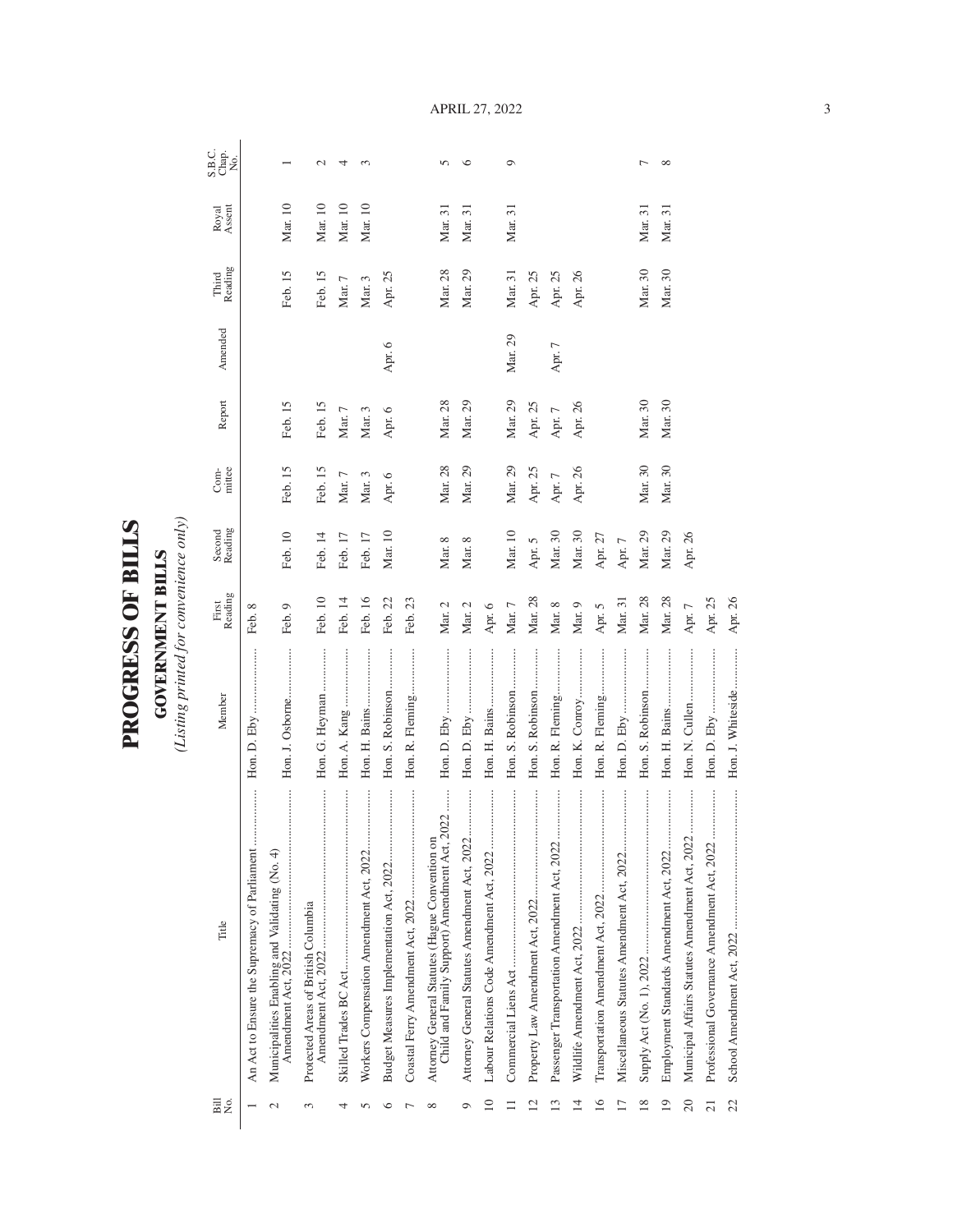# PROGRESS OF BILLS

## GOVERNMENT BILLS

*(Listing printed for convenience only)*

| Bill No. | Title | Member | First Reading | Second Reading | Com-mittee | Report | Amended | Third Reading | Royal Assent | S.B.C. Chap. No. |
|---|---|---|---|---|---|---|---|---|---|---|
| 1 | An Act to Ensure the Supremacy of Parliament | Hon. D. Eby | Feb. 8 | | | | | | | |
| 2 | Municipalities Enabling and Validating (No. 4) Amendment Act, 2022 | Hon. J. Osborne | Feb. 9 | Feb. 10 | Feb. 15 | Feb. 15 | | Feb. 15 | Mar. 10 | 1 |
| 3 | Protected Areas of British Columbia Amendment Act, 2022 | Hon. G. Heyman | Feb. 10 | Feb. 14 | Feb. 15 | Feb. 15 | | Feb. 15 | Mar. 10 | 2 |
| 4 | Skilled Trades BC Act | Hon. A. Kang | Feb. 14 | Feb. 17 | Mar. 7 | Mar. 7 | | Mar. 7 | Mar. 10 | 4 |
| 5 | Workers Compensation Amendment Act, 2022 | Hon. H. Bains | Feb. 16 | Feb. 17 | Mar. 3 | Mar. 3 | | Mar. 3 | Mar. 10 | 3 |
| 6 | Budget Measures Implementation Act, 2022 | Hon. S. Robinson | Feb. 22 | Mar. 10 | Apr. 6 | Apr. 6 | Apr. 6 | Apr. 25 | | |
| 7 | Coastal Ferry Amendment Act, 2022 | Hon. R. Fleming | Feb. 23 | | | | | | | |
| 8 | Attorney General Statutes (Hague Convention on Child and Family Support) Amendment Act, 2022 | Hon. D. Eby | Mar. 2 | Mar. 8 | Mar. 28 | Mar. 28 | | Mar. 28 | Mar. 31 | 5 |
| 9 | Attorney General Statutes Amendment Act, 2022 | Hon. D. Eby | Mar. 2 | Mar. 8 | Mar. 29 | Mar. 29 | | Mar. 29 | Mar. 31 | 6 |
| 10 | Labour Relations Code Amendment Act, 2022 | Hon. H. Bains | Apr. 6 | | | | | | | |
| 11 | Commercial Liens Act | Hon. S. Robinson | Mar. 7 | Mar. 10 | Mar. 29 | Mar. 29 | Mar. 29 | Mar. 31 | Mar. 31 | 9 |
| 12 | Property Law Amendment Act, 2022 | Hon. S. Robinson | Mar. 28 | Apr. 5 | Apr. 25 | Apr. 25 | | Apr. 25 | | |
| 13 | Passenger Transportation Amendment Act, 2022 | Hon. R. Fleming | Mar. 8 | Mar. 30 | Apr. 7 | Apr. 7 | Apr. 7 | Apr. 25 | | |
| 14 | Wildlife Amendment Act, 2022 | Hon. K. Conroy | Mar. 9 | Mar. 30 | Apr. 26 | Apr. 26 | | Apr. 26 | | |
| 16 | Transportation Amendment Act, 2022 | Hon. R. Fleming | Apr. 5 | Apr. 27 | | | | | | |
| 17 | Miscellaneous Statutes Amendment Act, 2022 | Hon. D. Eby | Mar. 31 | Apr. 7 | | | | | | |
| 18 | Supply Act (No. 1), 2022 | Hon. S. Robinson | Mar. 28 | Mar. 29 | Mar. 30 | Mar. 30 | | Mar. 30 | Mar. 31 | 7 |
| 19 | Employment Standards Amendment Act, 2022 | Hon. H. Bains | Mar. 28 | Mar. 29 | Mar. 30 | Mar. 30 | | Mar. 30 | Mar. 31 | 8 |
| 20 | Municipal Affairs Statutes Amendment Act, 2022 | Hon. N. Cullen | Apr. 7 | Apr. 26 | | | | | | |
| 21 | Professional Governance Amendment Act, 2022 | Hon. D. Eby | Apr. 25 | | | | | | | |
| 22 | School Amendment Act, 2022 | Hon. J. Whiteside | Apr. 26 | | | | | | | |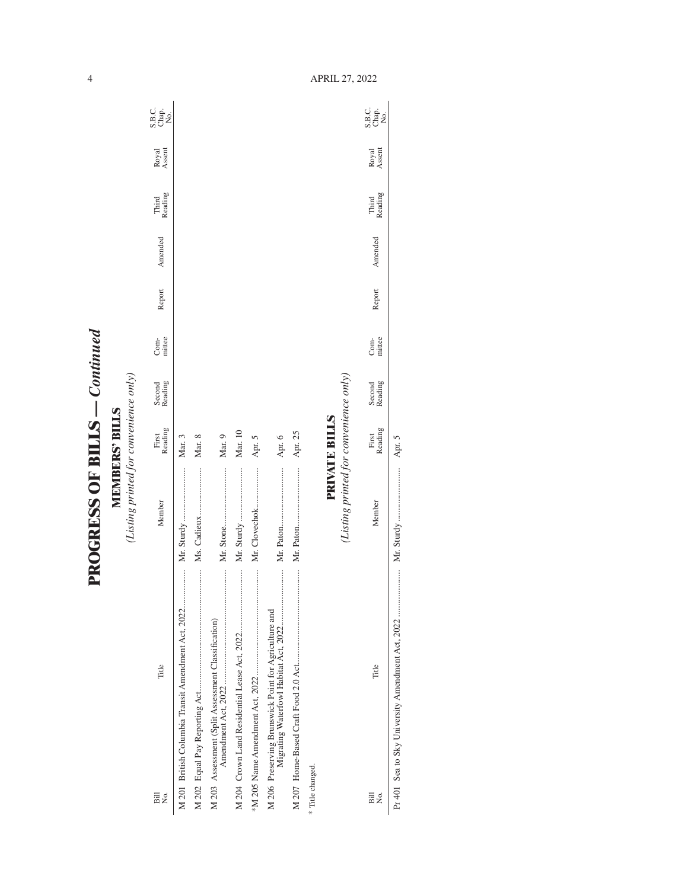# PROGRESS OF BILLS — *Continued*

## MEMBERS' BILLS

*(Listing printed for convenience only)*

| Bill No. | Title | Member | First Reading | Second Reading | Com-mittee | Report | Amended | Third Reading | Royal Assent | S.B.C. Chap. No. |
|---|---|---|---|---|---|---|---|---|---|---|
| M 201 | British Columbia Transit Amendment Act, 2022 | Mr. Sturdy | Mar. 3 | | | | | | | |
| M 202 | Equal Pay Reporting Act | Ms. Cadieux | Mar. 8 | | | | | | | |
| M 203 | Assessment (Split Assessment Classification) Amendment Act, 2022 | Mr. Stone | Mar. 9 | | | | | | | |
| M 204 | Crown Land Residential Lease Act, 2022 | Mr. Sturdy | Mar. 10 | | | | | | | |
| *M 205 | Name Amendment Act, 2022 | Mr. Clovechok | Apr. 5 | | | | | | | |
| M 206 | Preserving Brunswick Point for Agriculture and Migrating Waterfowl Habitat Act, 2022 | Mr. Paton | Apr. 6 | | | | | | | |
| M 207 | Home-Based Craft Food 2.0 Act | Mr. Paton | Apr. 25 | | | | | | | |

\* Title changed.

## PRIVATE BILLS

*(Listing printed for convenience only)*

| Bill No. | Title | Member | First Reading | Second Reading | Com-mittee | Report | Amended | Third Reading | Royal Assent | S.B.C. Chap. No. |
|---|---|---|---|---|---|---|---|---|---|---|
| Pr 401 | Sea to Sky University Amendment Act, 2022 | Mr. Sturdy | Apr. 5 | | | | | | | |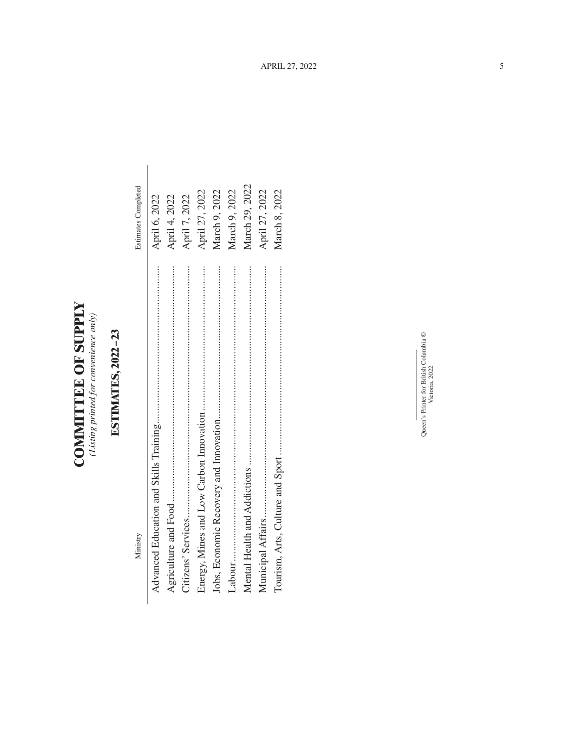# COMMITTEE OF SUPPLY

*(Listing printed for convenience only)*

## ESTIMATES, 2022–23

| Ministry | Estimates Completed |
|---|---|
| Advanced Education and Skills Training | April 6, 2022 |
| Agriculture and Food | April 4, 2022 |
| Citizens' Services | April 7, 2022 |
| Energy, Mines and Low Carbon Innovation | April 27, 2022 |
| Jobs, Economic Recovery and Innovation | March 9, 2022 |
| Labour | March 9, 2022 |
| Mental Health and Addictions | March 29, 2022 |
| Municipal Affairs | April 27, 2022 |
| Tourism, Arts, Culture and Sport | March 8, 2022 |

Queen's Printer for British Columbia ©
Victoria, 2022